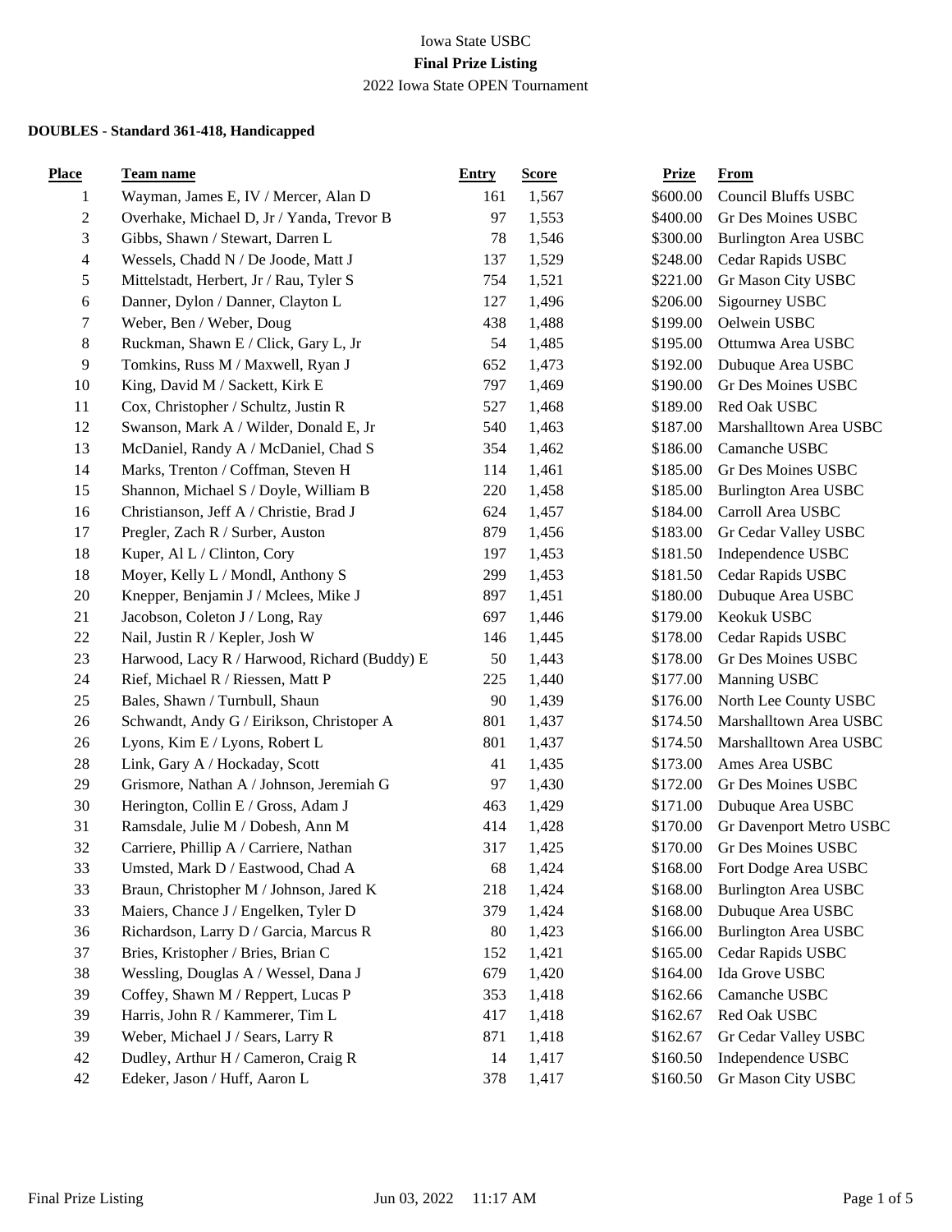Iowa State USBC

**Final Prize Listing**

2022 Iowa State OPEN Tournament

**DOUBLES - Standard 361-418, Handicapped**

| Place | Team name | Entry | Score | Prize | From |
|---|---|---|---|---|---|
| 1 | Wayman, James E, IV / Mercer, Alan D | 161 | 1,567 | $600.00 | Council Bluffs USBC |
| 2 | Overhake, Michael D, Jr / Yanda, Trevor B | 97 | 1,553 | $400.00 | Gr Des Moines USBC |
| 3 | Gibbs, Shawn / Stewart, Darren L | 78 | 1,546 | $300.00 | Burlington Area USBC |
| 4 | Wessels, Chadd N / De Joode, Matt J | 137 | 1,529 | $248.00 | Cedar Rapids USBC |
| 5 | Mittelstadt, Herbert, Jr / Rau, Tyler S | 754 | 1,521 | $221.00 | Gr Mason City USBC |
| 6 | Danner, Dylon / Danner, Clayton L | 127 | 1,496 | $206.00 | Sigourney USBC |
| 7 | Weber, Ben / Weber, Doug | 438 | 1,488 | $199.00 | Oelwein USBC |
| 8 | Ruckman, Shawn E / Click, Gary L, Jr | 54 | 1,485 | $195.00 | Ottumwa Area USBC |
| 9 | Tomkins, Russ M / Maxwell, Ryan J | 652 | 1,473 | $192.00 | Dubuque Area USBC |
| 10 | King, David M / Sackett, Kirk E | 797 | 1,469 | $190.00 | Gr Des Moines USBC |
| 11 | Cox, Christopher / Schultz, Justin R | 527 | 1,468 | $189.00 | Red Oak USBC |
| 12 | Swanson, Mark A / Wilder, Donald E, Jr | 540 | 1,463 | $187.00 | Marshalltown Area USBC |
| 13 | McDaniel, Randy A / McDaniel, Chad S | 354 | 1,462 | $186.00 | Camanche USBC |
| 14 | Marks, Trenton / Coffman, Steven H | 114 | 1,461 | $185.00 | Gr Des Moines USBC |
| 15 | Shannon, Michael S / Doyle, William B | 220 | 1,458 | $185.00 | Burlington Area USBC |
| 16 | Christianson, Jeff A / Christie, Brad J | 624 | 1,457 | $184.00 | Carroll Area USBC |
| 17 | Pregler, Zach R / Surber, Auston | 879 | 1,456 | $183.00 | Gr Cedar Valley USBC |
| 18 | Kuper, Al L / Clinton, Cory | 197 | 1,453 | $181.50 | Independence USBC |
| 18 | Moyer, Kelly L / Mondl, Anthony S | 299 | 1,453 | $181.50 | Cedar Rapids USBC |
| 20 | Knepper, Benjamin J / Mclees, Mike J | 897 | 1,451 | $180.00 | Dubuque Area USBC |
| 21 | Jacobson, Coleton J / Long, Ray | 697 | 1,446 | $179.00 | Keokuk USBC |
| 22 | Nail, Justin R / Kepler, Josh W | 146 | 1,445 | $178.00 | Cedar Rapids USBC |
| 23 | Harwood, Lacy R / Harwood, Richard (Buddy) E | 50 | 1,443 | $178.00 | Gr Des Moines USBC |
| 24 | Rief, Michael R / Riessen, Matt P | 225 | 1,440 | $177.00 | Manning USBC |
| 25 | Bales, Shawn / Turnbull, Shaun | 90 | 1,439 | $176.00 | North Lee County USBC |
| 26 | Schwandt, Andy G / Eirikson, Christoper A | 801 | 1,437 | $174.50 | Marshalltown Area USBC |
| 26 | Lyons, Kim E / Lyons, Robert L | 801 | 1,437 | $174.50 | Marshalltown Area USBC |
| 28 | Link, Gary A / Hockaday, Scott | 41 | 1,435 | $173.00 | Ames Area USBC |
| 29 | Grismore, Nathan A / Johnson, Jeremiah G | 97 | 1,430 | $172.00 | Gr Des Moines USBC |
| 30 | Herington, Collin E / Gross, Adam J | 463 | 1,429 | $171.00 | Dubuque Area USBC |
| 31 | Ramsdale, Julie M / Dobesh, Ann M | 414 | 1,428 | $170.00 | Gr Davenport Metro USBC |
| 32 | Carriere, Phillip A / Carriere, Nathan | 317 | 1,425 | $170.00 | Gr Des Moines USBC |
| 33 | Umsted, Mark D / Eastwood, Chad A | 68 | 1,424 | $168.00 | Fort Dodge Area USBC |
| 33 | Braun, Christopher M / Johnson, Jared K | 218 | 1,424 | $168.00 | Burlington Area USBC |
| 33 | Maiers, Chance J / Engelken, Tyler D | 379 | 1,424 | $168.00 | Dubuque Area USBC |
| 36 | Richardson, Larry D / Garcia, Marcus R | 80 | 1,423 | $166.00 | Burlington Area USBC |
| 37 | Bries, Kristopher / Bries, Brian C | 152 | 1,421 | $165.00 | Cedar Rapids USBC |
| 38 | Wessling, Douglas A / Wessel, Dana J | 679 | 1,420 | $164.00 | Ida Grove USBC |
| 39 | Coffey, Shawn M / Reppert, Lucas P | 353 | 1,418 | $162.66 | Camanche USBC |
| 39 | Harris, John R / Kammerer, Tim L | 417 | 1,418 | $162.67 | Red Oak USBC |
| 39 | Weber, Michael J / Sears, Larry R | 871 | 1,418 | $162.67 | Gr Cedar Valley USBC |
| 42 | Dudley, Arthur H / Cameron, Craig R | 14 | 1,417 | $160.50 | Independence USBC |
| 42 | Edeker, Jason / Huff, Aaron L | 378 | 1,417 | $160.50 | Gr Mason City USBC |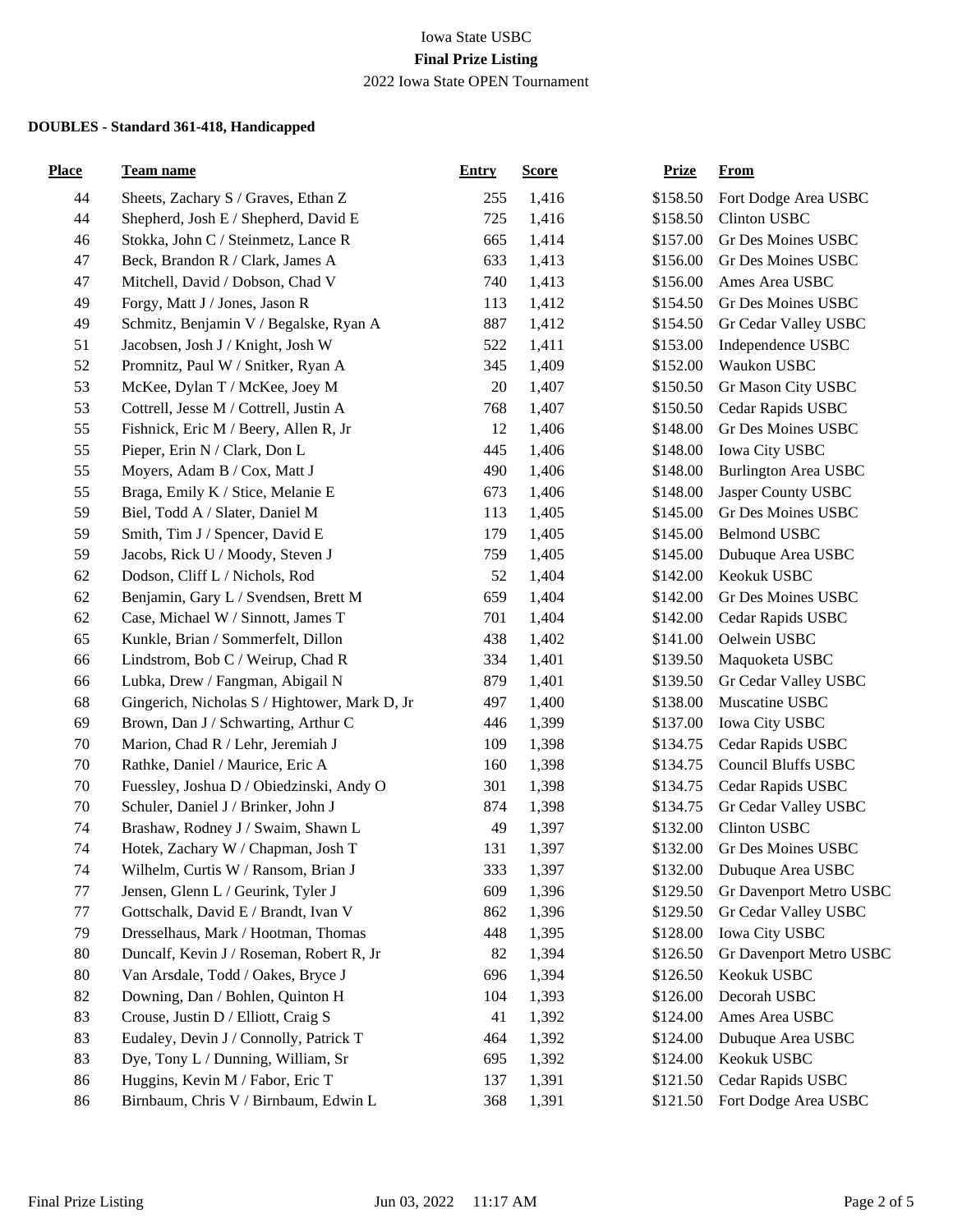Iowa State USBC

**Final Prize Listing**

2022 Iowa State OPEN Tournament

**DOUBLES - Standard 361-418, Handicapped**

| Place | Team name | Entry | Score | Prize | From |
|---|---|---|---|---|---|
| 44 | Sheets, Zachary S / Graves, Ethan Z | 255 | 1,416 | $158.50 | Fort Dodge Area USBC |
| 44 | Shepherd, Josh E / Shepherd, David E | 725 | 1,416 | $158.50 | Clinton USBC |
| 46 | Stokka, John C / Steinmetz, Lance R | 665 | 1,414 | $157.00 | Gr Des Moines USBC |
| 47 | Beck, Brandon R / Clark, James A | 633 | 1,413 | $156.00 | Gr Des Moines USBC |
| 47 | Mitchell, David / Dobson, Chad V | 740 | 1,413 | $156.00 | Ames Area USBC |
| 49 | Forgy, Matt J / Jones, Jason R | 113 | 1,412 | $154.50 | Gr Des Moines USBC |
| 49 | Schmitz, Benjamin V / Begalske, Ryan A | 887 | 1,412 | $154.50 | Gr Cedar Valley USBC |
| 51 | Jacobsen, Josh J / Knight, Josh W | 522 | 1,411 | $153.00 | Independence USBC |
| 52 | Promnitz, Paul W / Snitker, Ryan A | 345 | 1,409 | $152.00 | Waukon USBC |
| 53 | McKee, Dylan T / McKee, Joey M | 20 | 1,407 | $150.50 | Gr Mason City USBC |
| 53 | Cottrell, Jesse M / Cottrell, Justin A | 768 | 1,407 | $150.50 | Cedar Rapids USBC |
| 55 | Fishnick, Eric M / Beery, Allen R, Jr | 12 | 1,406 | $148.00 | Gr Des Moines USBC |
| 55 | Pieper, Erin N / Clark, Don L | 445 | 1,406 | $148.00 | Iowa City USBC |
| 55 | Moyers, Adam B / Cox, Matt J | 490 | 1,406 | $148.00 | Burlington Area USBC |
| 55 | Braga, Emily K / Stice, Melanie E | 673 | 1,406 | $148.00 | Jasper County USBC |
| 59 | Biel, Todd A / Slater, Daniel M | 113 | 1,405 | $145.00 | Gr Des Moines USBC |
| 59 | Smith, Tim J / Spencer, David E | 179 | 1,405 | $145.00 | Belmond USBC |
| 59 | Jacobs, Rick U / Moody, Steven J | 759 | 1,405 | $145.00 | Dubuque Area USBC |
| 62 | Dodson, Cliff L / Nichols, Rod | 52 | 1,404 | $142.00 | Keokuk USBC |
| 62 | Benjamin, Gary L / Svendsen, Brett M | 659 | 1,404 | $142.00 | Gr Des Moines USBC |
| 62 | Case, Michael W / Sinnott, James T | 701 | 1,404 | $142.00 | Cedar Rapids USBC |
| 65 | Kunkle, Brian / Sommerfelt, Dillon | 438 | 1,402 | $141.00 | Oelwein USBC |
| 66 | Lindstrom, Bob C / Weirup, Chad R | 334 | 1,401 | $139.50 | Maquoketa USBC |
| 66 | Lubka, Drew / Fangman, Abigail N | 879 | 1,401 | $139.50 | Gr Cedar Valley USBC |
| 68 | Gingerich, Nicholas S / Hightower, Mark D, Jr | 497 | 1,400 | $138.00 | Muscatine USBC |
| 69 | Brown, Dan J / Schwarting, Arthur C | 446 | 1,399 | $137.00 | Iowa City USBC |
| 70 | Marion, Chad R / Lehr, Jeremiah J | 109 | 1,398 | $134.75 | Cedar Rapids USBC |
| 70 | Rathke, Daniel / Maurice, Eric A | 160 | 1,398 | $134.75 | Council Bluffs USBC |
| 70 | Fuessley, Joshua D / Obiedzinski, Andy O | 301 | 1,398 | $134.75 | Cedar Rapids USBC |
| 70 | Schuler, Daniel J / Brinker, John J | 874 | 1,398 | $134.75 | Gr Cedar Valley USBC |
| 74 | Brashaw, Rodney J / Swaim, Shawn L | 49 | 1,397 | $132.00 | Clinton USBC |
| 74 | Hotek, Zachary W / Chapman, Josh T | 131 | 1,397 | $132.00 | Gr Des Moines USBC |
| 74 | Wilhelm, Curtis W / Ransom, Brian J | 333 | 1,397 | $132.00 | Dubuque Area USBC |
| 77 | Jensen, Glenn L / Geurink, Tyler J | 609 | 1,396 | $129.50 | Gr Davenport Metro USBC |
| 77 | Gottschalk, David E / Brandt, Ivan V | 862 | 1,396 | $129.50 | Gr Cedar Valley USBC |
| 79 | Dresselhaus, Mark / Hootman, Thomas | 448 | 1,395 | $128.00 | Iowa City USBC |
| 80 | Duncalf, Kevin J / Roseman, Robert R, Jr | 82 | 1,394 | $126.50 | Gr Davenport Metro USBC |
| 80 | Van Arsdale, Todd / Oakes, Bryce J | 696 | 1,394 | $126.50 | Keokuk USBC |
| 82 | Downing, Dan / Bohlen, Quinton H | 104 | 1,393 | $126.00 | Decorah USBC |
| 83 | Crouse, Justin D / Elliott, Craig S | 41 | 1,392 | $124.00 | Ames Area USBC |
| 83 | Eudaley, Devin J / Connolly, Patrick T | 464 | 1,392 | $124.00 | Dubuque Area USBC |
| 83 | Dye, Tony L / Dunning, William, Sr | 695 | 1,392 | $124.00 | Keokuk USBC |
| 86 | Huggins, Kevin M / Fabor, Eric T | 137 | 1,391 | $121.50 | Cedar Rapids USBC |
| 86 | Birnbaum, Chris V / Birnbaum, Edwin L | 368 | 1,391 | $121.50 | Fort Dodge Area USBC |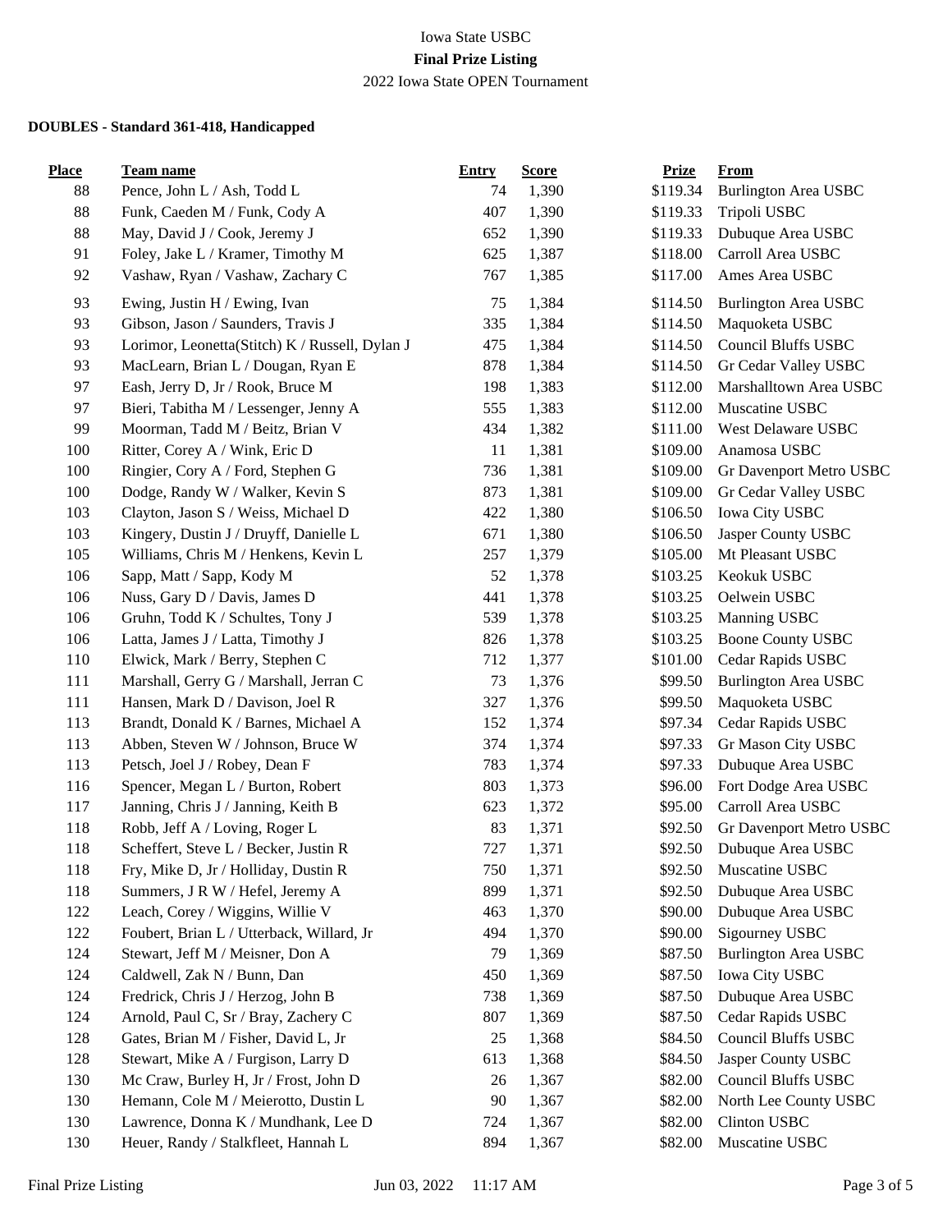Iowa State USBC

**Final Prize Listing**

2022 Iowa State OPEN Tournament

**DOUBLES - Standard 361-418, Handicapped**

| Place | Team name | Entry | Score | Prize | From |
|---|---|---|---|---|---|
| 88 | Pence, John L / Ash, Todd L | 74 | 1,390 | $119.34 | Burlington Area USBC |
| 88 | Funk, Caeden M / Funk, Cody A | 407 | 1,390 | $119.33 | Tripoli USBC |
| 88 | May, David J / Cook, Jeremy J | 652 | 1,390 | $119.33 | Dubuque Area USBC |
| 91 | Foley, Jake L / Kramer, Timothy M | 625 | 1,387 | $118.00 | Carroll Area USBC |
| 92 | Vashaw, Ryan / Vashaw, Zachary C | 767 | 1,385 | $117.00 | Ames Area USBC |
| 93 | Ewing, Justin H / Ewing, Ivan | 75 | 1,384 | $114.50 | Burlington Area USBC |
| 93 | Gibson, Jason / Saunders, Travis J | 335 | 1,384 | $114.50 | Maquoketa USBC |
| 93 | Lorimor, Leonetta(Stitch) K / Russell, Dylan J | 475 | 1,384 | $114.50 | Council Bluffs USBC |
| 93 | MacLearn, Brian L / Dougan, Ryan E | 878 | 1,384 | $114.50 | Gr Cedar Valley USBC |
| 97 | Eash, Jerry D, Jr / Rook, Bruce M | 198 | 1,383 | $112.00 | Marshalltown Area USBC |
| 97 | Bieri, Tabitha M / Lessenger, Jenny A | 555 | 1,383 | $112.00 | Muscatine USBC |
| 99 | Moorman, Tadd M / Beitz, Brian V | 434 | 1,382 | $111.00 | West Delaware USBC |
| 100 | Ritter, Corey A / Wink, Eric D | 11 | 1,381 | $109.00 | Anamosa USBC |
| 100 | Ringier, Cory A / Ford, Stephen G | 736 | 1,381 | $109.00 | Gr Davenport Metro USBC |
| 100 | Dodge, Randy W / Walker, Kevin S | 873 | 1,381 | $109.00 | Gr Cedar Valley USBC |
| 103 | Clayton, Jason S / Weiss, Michael D | 422 | 1,380 | $106.50 | Iowa City USBC |
| 103 | Kingery, Dustin J / Druyff, Danielle L | 671 | 1,380 | $106.50 | Jasper County USBC |
| 105 | Williams, Chris M / Henkens, Kevin L | 257 | 1,379 | $105.00 | Mt Pleasant USBC |
| 106 | Sapp, Matt / Sapp, Kody M | 52 | 1,378 | $103.25 | Keokuk USBC |
| 106 | Nuss, Gary D / Davis, James D | 441 | 1,378 | $103.25 | Oelwein USBC |
| 106 | Gruhn, Todd K / Schultes, Tony J | 539 | 1,378 | $103.25 | Manning USBC |
| 106 | Latta, James J / Latta, Timothy J | 826 | 1,378 | $103.25 | Boone County USBC |
| 110 | Elwick, Mark / Berry, Stephen C | 712 | 1,377 | $101.00 | Cedar Rapids USBC |
| 111 | Marshall, Gerry G / Marshall, Jerran C | 73 | 1,376 | $99.50 | Burlington Area USBC |
| 111 | Hansen, Mark D / Davison, Joel R | 327 | 1,376 | $99.50 | Maquoketa USBC |
| 113 | Brandt, Donald K / Barnes, Michael A | 152 | 1,374 | $97.34 | Cedar Rapids USBC |
| 113 | Abben, Steven W / Johnson, Bruce W | 374 | 1,374 | $97.33 | Gr Mason City USBC |
| 113 | Petsch, Joel J / Robey, Dean F | 783 | 1,374 | $97.33 | Dubuque Area USBC |
| 116 | Spencer, Megan L / Burton, Robert | 803 | 1,373 | $96.00 | Fort Dodge Area USBC |
| 117 | Janning, Chris J / Janning, Keith B | 623 | 1,372 | $95.00 | Carroll Area USBC |
| 118 | Robb, Jeff A / Loving, Roger L | 83 | 1,371 | $92.50 | Gr Davenport Metro USBC |
| 118 | Scheffert, Steve L / Becker, Justin R | 727 | 1,371 | $92.50 | Dubuque Area USBC |
| 118 | Fry, Mike D, Jr / Holliday, Dustin R | 750 | 1,371 | $92.50 | Muscatine USBC |
| 118 | Summers, J R W / Hefel, Jeremy A | 899 | 1,371 | $92.50 | Dubuque Area USBC |
| 122 | Leach, Corey / Wiggins, Willie V | 463 | 1,370 | $90.00 | Dubuque Area USBC |
| 122 | Foubert, Brian L / Utterback, Willard, Jr | 494 | 1,370 | $90.00 | Sigourney USBC |
| 124 | Stewart, Jeff M / Meisner, Don A | 79 | 1,369 | $87.50 | Burlington Area USBC |
| 124 | Caldwell, Zak N / Bunn, Dan | 450 | 1,369 | $87.50 | Iowa City USBC |
| 124 | Fredrick, Chris J / Herzog, John B | 738 | 1,369 | $87.50 | Dubuque Area USBC |
| 124 | Arnold, Paul C, Sr / Bray, Zachery C | 807 | 1,369 | $87.50 | Cedar Rapids USBC |
| 128 | Gates, Brian M / Fisher, David L, Jr | 25 | 1,368 | $84.50 | Council Bluffs USBC |
| 128 | Stewart, Mike A / Furgison, Larry D | 613 | 1,368 | $84.50 | Jasper County USBC |
| 130 | Mc Craw, Burley H, Jr / Frost, John D | 26 | 1,367 | $82.00 | Council Bluffs USBC |
| 130 | Hemann, Cole M / Meierotto, Dustin L | 90 | 1,367 | $82.00 | North Lee County USBC |
| 130 | Lawrence, Donna K / Mundhank, Lee D | 724 | 1,367 | $82.00 | Clinton USBC |
| 130 | Heuer, Randy / Stalkfleet, Hannah L | 894 | 1,367 | $82.00 | Muscatine USBC |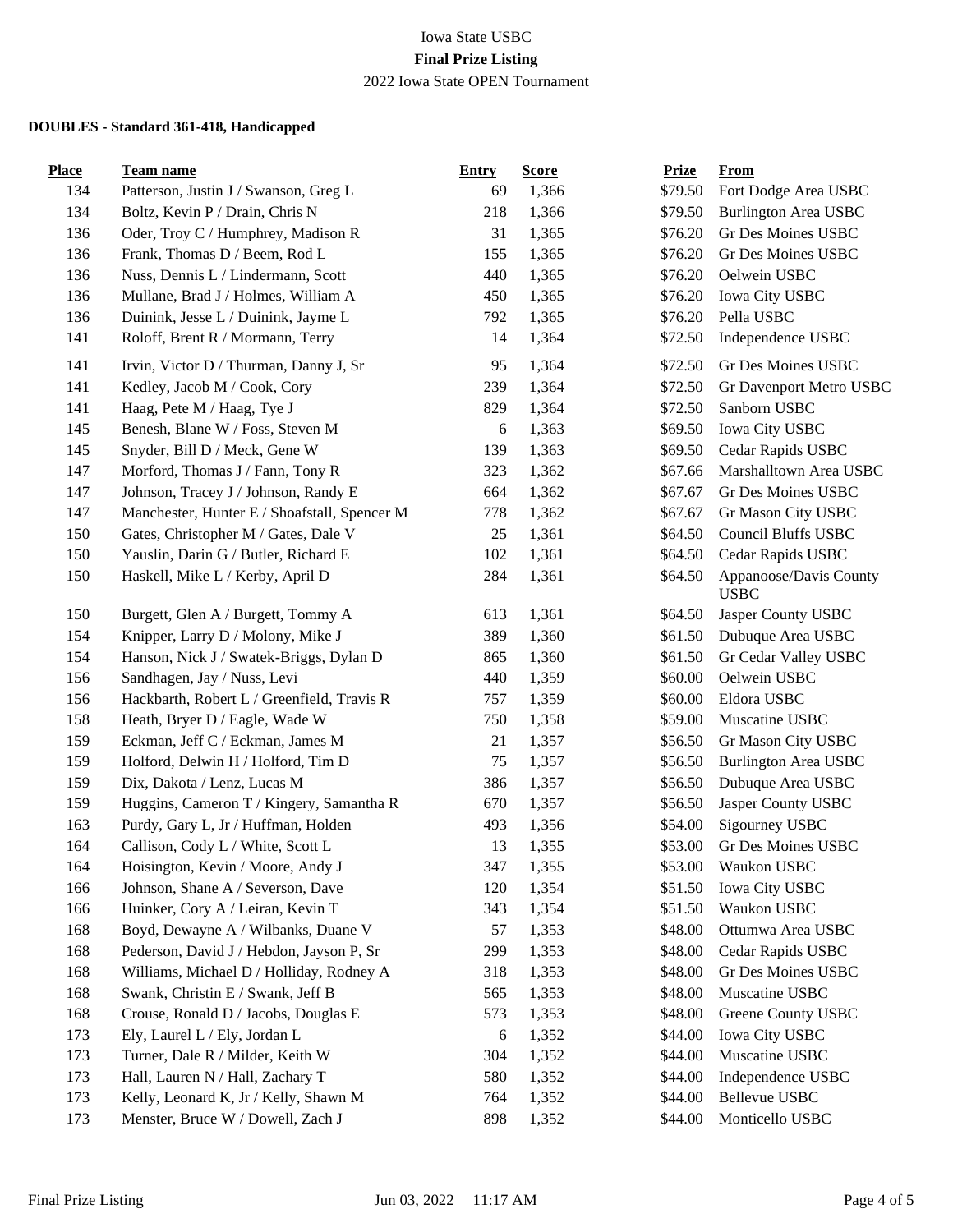Iowa State USBC

**Final Prize Listing**

2022 Iowa State OPEN Tournament

**DOUBLES - Standard 361-418, Handicapped**

| Place | Team name | Entry | Score | Prize | From |
|---|---|---|---|---|---|
| 134 | Patterson, Justin J / Swanson, Greg L | 69 | 1,366 | $79.50 | Fort Dodge Area USBC |
| 134 | Boltz, Kevin P / Drain, Chris N | 218 | 1,366 | $79.50 | Burlington Area USBC |
| 136 | Oder, Troy C / Humphrey, Madison R | 31 | 1,365 | $76.20 | Gr Des Moines USBC |
| 136 | Frank, Thomas D / Beem, Rod L | 155 | 1,365 | $76.20 | Gr Des Moines USBC |
| 136 | Nuss, Dennis L / Lindermann, Scott | 440 | 1,365 | $76.20 | Oelwein USBC |
| 136 | Mullane, Brad J / Holmes, William A | 450 | 1,365 | $76.20 | Iowa City USBC |
| 136 | Duinink, Jesse L / Duinink, Jayme L | 792 | 1,365 | $76.20 | Pella USBC |
| 141 | Roloff, Brent R / Mormann, Terry | 14 | 1,364 | $72.50 | Independence USBC |
| 141 | Irvin, Victor D / Thurman, Danny J, Sr | 95 | 1,364 | $72.50 | Gr Des Moines USBC |
| 141 | Kedley, Jacob M / Cook, Cory | 239 | 1,364 | $72.50 | Gr Davenport Metro USBC |
| 141 | Haag, Pete M / Haag, Tye J | 829 | 1,364 | $72.50 | Sanborn USBC |
| 145 | Benesh, Blane W / Foss, Steven M | 6 | 1,363 | $69.50 | Iowa City USBC |
| 145 | Snyder, Bill D / Meck, Gene W | 139 | 1,363 | $69.50 | Cedar Rapids USBC |
| 147 | Morford, Thomas J / Fann, Tony R | 323 | 1,362 | $67.66 | Marshalltown Area USBC |
| 147 | Johnson, Tracey J / Johnson, Randy E | 664 | 1,362 | $67.67 | Gr Des Moines USBC |
| 147 | Manchester, Hunter E / Shoafstall, Spencer M | 778 | 1,362 | $67.67 | Gr Mason City USBC |
| 150 | Gates, Christopher M / Gates, Dale V | 25 | 1,361 | $64.50 | Council Bluffs USBC |
| 150 | Yauslin, Darin G / Butler, Richard E | 102 | 1,361 | $64.50 | Cedar Rapids USBC |
| 150 | Haskell, Mike L / Kerby, April D | 284 | 1,361 | $64.50 | Appanoose/Davis County USBC |
| 150 | Burgett, Glen A / Burgett, Tommy A | 613 | 1,361 | $64.50 | Jasper County USBC |
| 154 | Knipper, Larry D / Molony, Mike J | 389 | 1,360 | $61.50 | Dubuque Area USBC |
| 154 | Hanson, Nick J / Swatek-Briggs, Dylan D | 865 | 1,360 | $61.50 | Gr Cedar Valley USBC |
| 156 | Sandhagen, Jay / Nuss, Levi | 440 | 1,359 | $60.00 | Oelwein USBC |
| 156 | Hackbarth, Robert L / Greenfield, Travis R | 757 | 1,359 | $60.00 | Eldora USBC |
| 158 | Heath, Bryer D / Eagle, Wade W | 750 | 1,358 | $59.00 | Muscatine USBC |
| 159 | Eckman, Jeff C / Eckman, James M | 21 | 1,357 | $56.50 | Gr Mason City USBC |
| 159 | Holford, Delwin H / Holford, Tim D | 75 | 1,357 | $56.50 | Burlington Area USBC |
| 159 | Dix, Dakota / Lenz, Lucas M | 386 | 1,357 | $56.50 | Dubuque Area USBC |
| 159 | Huggins, Cameron T / Kingery, Samantha R | 670 | 1,357 | $56.50 | Jasper County USBC |
| 163 | Purdy, Gary L, Jr / Huffman, Holden | 493 | 1,356 | $54.00 | Sigourney USBC |
| 164 | Callison, Cody L / White, Scott L | 13 | 1,355 | $53.00 | Gr Des Moines USBC |
| 164 | Hoisington, Kevin / Moore, Andy J | 347 | 1,355 | $53.00 | Waukon USBC |
| 166 | Johnson, Shane A / Severson, Dave | 120 | 1,354 | $51.50 | Iowa City USBC |
| 166 | Huinker, Cory A / Leiran, Kevin T | 343 | 1,354 | $51.50 | Waukon USBC |
| 168 | Boyd, Dewayne A / Wilbanks, Duane V | 57 | 1,353 | $48.00 | Ottumwa Area USBC |
| 168 | Pederson, David J / Hebdon, Jayson P, Sr | 299 | 1,353 | $48.00 | Cedar Rapids USBC |
| 168 | Williams, Michael D / Holliday, Rodney A | 318 | 1,353 | $48.00 | Gr Des Moines USBC |
| 168 | Swank, Christin E / Swank, Jeff B | 565 | 1,353 | $48.00 | Muscatine USBC |
| 168 | Crouse, Ronald D / Jacobs, Douglas E | 573 | 1,353 | $48.00 | Greene County USBC |
| 173 | Ely, Laurel L / Ely, Jordan L | 6 | 1,352 | $44.00 | Iowa City USBC |
| 173 | Turner, Dale R / Milder, Keith W | 304 | 1,352 | $44.00 | Muscatine USBC |
| 173 | Hall, Lauren N / Hall, Zachary T | 580 | 1,352 | $44.00 | Independence USBC |
| 173 | Kelly, Leonard K, Jr / Kelly, Shawn M | 764 | 1,352 | $44.00 | Bellevue USBC |
| 173 | Menster, Bruce W / Dowell, Zach J | 898 | 1,352 | $44.00 | Monticello USBC |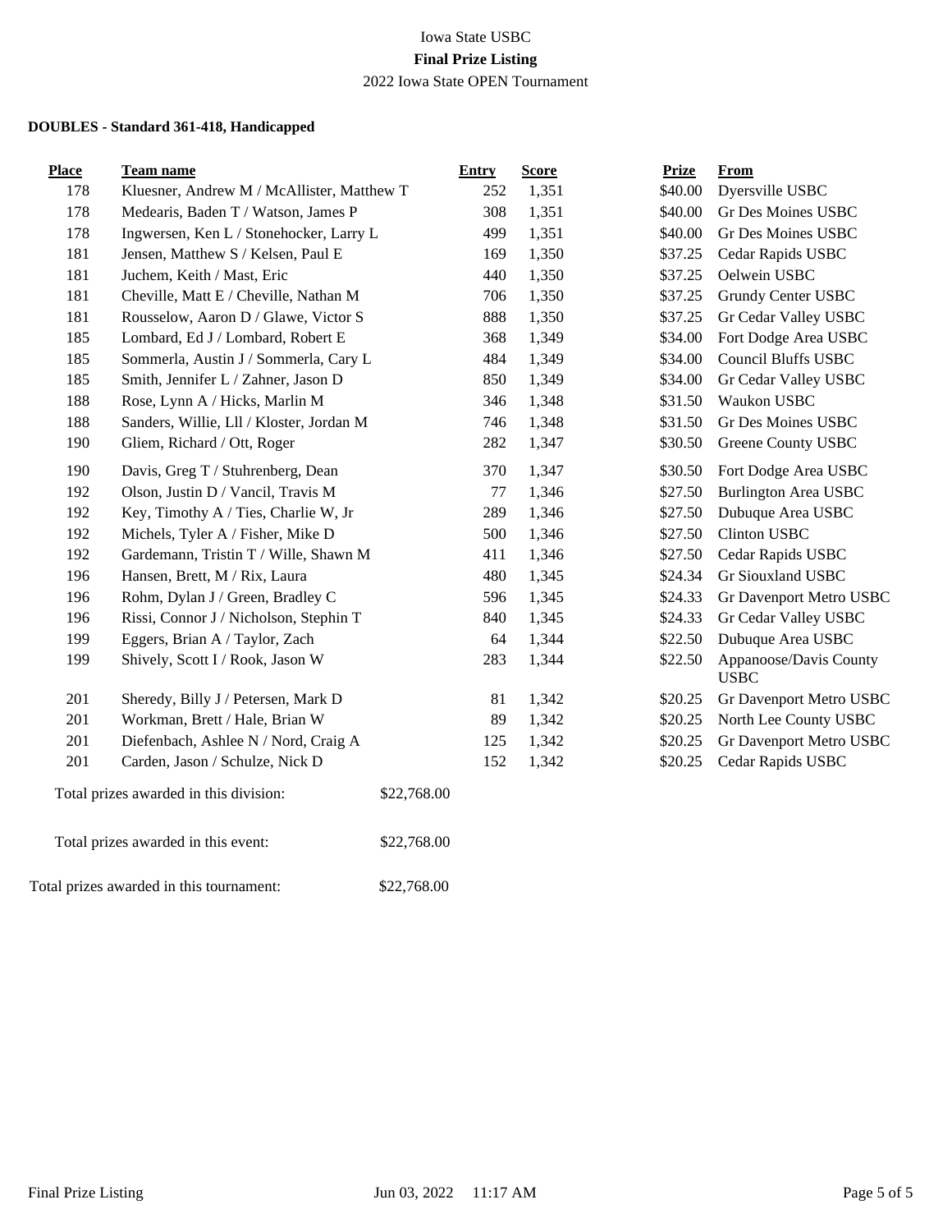Iowa State USBC

**Final Prize Listing**

2022 Iowa State OPEN Tournament

**DOUBLES - Standard 361-418, Handicapped**

| Place | Team name | Entry | Score | Prize | From |
|---|---|---|---|---|---|
| 178 | Kluesner, Andrew M / McAllister, Matthew T | 252 | 1,351 | $40.00 | Dyersville USBC |
| 178 | Medearis, Baden T / Watson, James P | 308 | 1,351 | $40.00 | Gr Des Moines USBC |
| 178 | Ingwersen, Ken L / Stonehocker, Larry L | 499 | 1,351 | $40.00 | Gr Des Moines USBC |
| 181 | Jensen, Matthew S / Kelsen, Paul E | 169 | 1,350 | $37.25 | Cedar Rapids USBC |
| 181 | Juchem, Keith / Mast, Eric | 440 | 1,350 | $37.25 | Oelwein USBC |
| 181 | Cheville, Matt E / Cheville, Nathan M | 706 | 1,350 | $37.25 | Grundy Center USBC |
| 181 | Rousselow, Aaron D / Glawe, Victor S | 888 | 1,350 | $37.25 | Gr Cedar Valley USBC |
| 185 | Lombard, Ed J / Lombard, Robert E | 368 | 1,349 | $34.00 | Fort Dodge Area USBC |
| 185 | Sommerla, Austin J / Sommerla, Cary L | 484 | 1,349 | $34.00 | Council Bluffs USBC |
| 185 | Smith, Jennifer L / Zahner, Jason D | 850 | 1,349 | $34.00 | Gr Cedar Valley USBC |
| 188 | Rose, Lynn A / Hicks, Marlin M | 346 | 1,348 | $31.50 | Waukon USBC |
| 188 | Sanders, Willie, Lll / Kloster, Jordan M | 746 | 1,348 | $31.50 | Gr Des Moines USBC |
| 190 | Gliem, Richard / Ott, Roger | 282 | 1,347 | $30.50 | Greene County USBC |
| 190 | Davis, Greg T / Stuhrenberg, Dean | 370 | 1,347 | $30.50 | Fort Dodge Area USBC |
| 192 | Olson, Justin D / Vancil, Travis M | 77 | 1,346 | $27.50 | Burlington Area USBC |
| 192 | Key, Timothy A / Ties, Charlie W, Jr | 289 | 1,346 | $27.50 | Dubuque Area USBC |
| 192 | Michels, Tyler A / Fisher, Mike D | 500 | 1,346 | $27.50 | Clinton USBC |
| 192 | Gardemann, Tristin T / Wille, Shawn M | 411 | 1,346 | $27.50 | Cedar Rapids USBC |
| 196 | Hansen, Brett, M / Rix, Laura | 480 | 1,345 | $24.34 | Gr Siouxland USBC |
| 196 | Rohm, Dylan J / Green, Bradley C | 596 | 1,345 | $24.33 | Gr Davenport Metro USBC |
| 196 | Rissi, Connor J / Nicholson, Stephin T | 840 | 1,345 | $24.33 | Gr Cedar Valley USBC |
| 199 | Eggers, Brian A / Taylor, Zach | 64 | 1,344 | $22.50 | Dubuque Area USBC |
| 199 | Shively, Scott I / Rook, Jason W | 283 | 1,344 | $22.50 | Appanoose/Davis County USBC |
| 201 | Sheredy, Billy J / Petersen, Mark D | 81 | 1,342 | $20.25 | Gr Davenport Metro USBC |
| 201 | Workman, Brett / Hale, Brian W | 89 | 1,342 | $20.25 | North Lee County USBC |
| 201 | Diefenbach, Ashlee N / Nord, Craig A | 125 | 1,342 | $20.25 | Gr Davenport Metro USBC |
| 201 | Carden, Jason / Schulze, Nick D | 152 | 1,342 | $20.25 | Cedar Rapids USBC |

Total prizes awarded in this division: $22,768.00

Total prizes awarded in this event: $22,768.00

Total prizes awarded in this tournament: $22,768.00